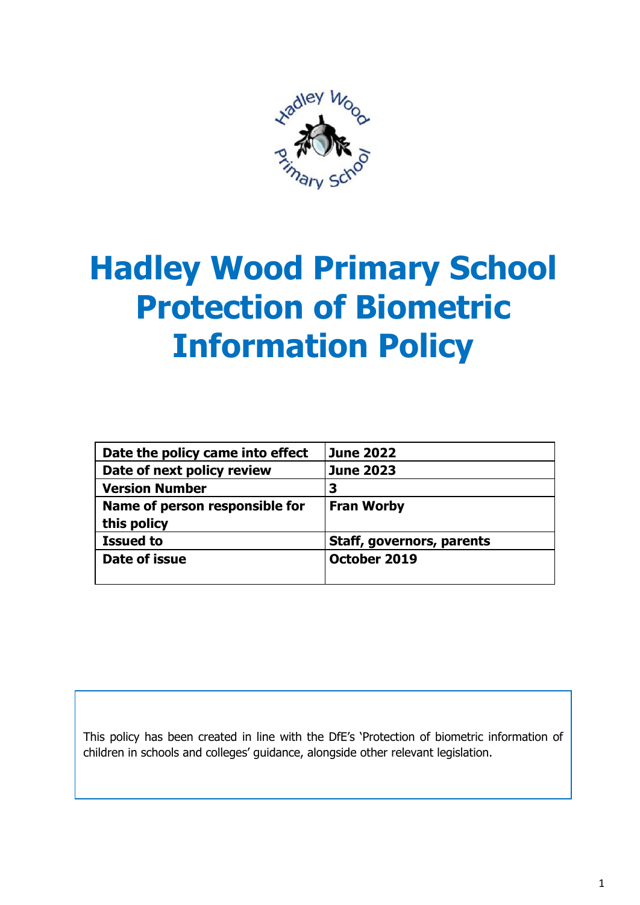# Hadley Wood Primary School Protection of Biometric Information Policy

| Date the policy came into effect | June 2022 |
|---|---|
| Date of next policy review | June 2023 |
| Version Number | 3 |
| Name of person responsible for this policy | Fran Worby |
| Issued to | Staff, governors, parents |
| Date of issue | October 2019 |

This policy has been created in line with the DfE's 'Protection of biometric information of children in schools and colleges' guidance, alongside other relevant legislation.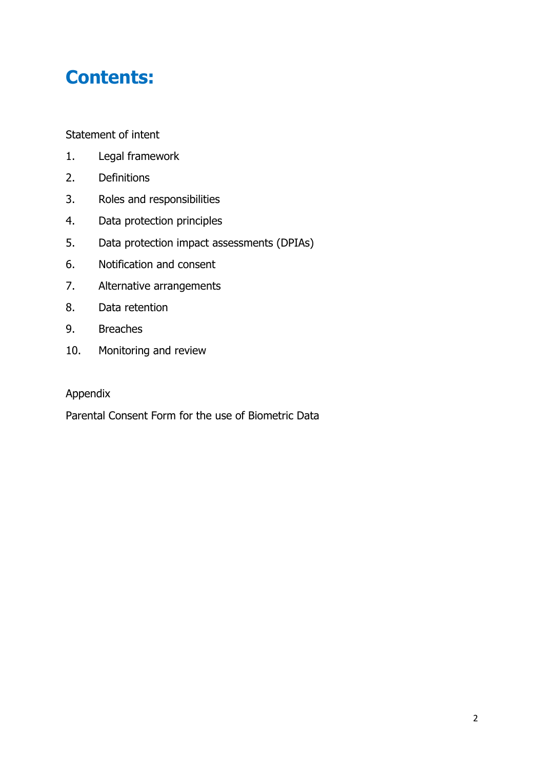# Contents:

Statement of intent

1. Legal framework
2. Definitions
3. Roles and responsibilities
4. Data protection principles
5. Data protection impact assessments (DPIAs)
6. Notification and consent
7. Alternative arrangements
8. Data retention
9. Breaches
10. Monitoring and review

Appendix

Parental Consent Form for the use of Biometric Data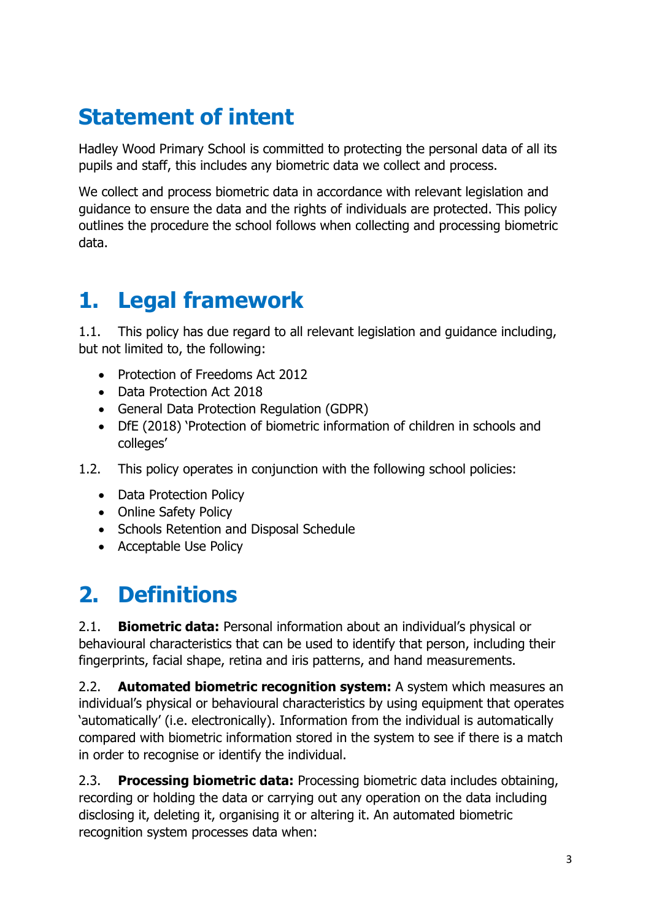# Statement of intent

Hadley Wood Primary School is committed to protecting the personal data of all its pupils and staff, this includes any biometric data we collect and process.

We collect and process biometric data in accordance with relevant legislation and guidance to ensure the data and the rights of individuals are protected. This policy outlines the procedure the school follows when collecting and processing biometric data.

# 1. Legal framework

1.1. This policy has due regard to all relevant legislation and guidance including, but not limited to, the following:

- Protection of Freedoms Act 2012
- Data Protection Act 2018
- General Data Protection Regulation (GDPR)
- DfE (2018) 'Protection of biometric information of children in schools and colleges'

1.2. This policy operates in conjunction with the following school policies:

- Data Protection Policy
- Online Safety Policy
- Schools Retention and Disposal Schedule
- Acceptable Use Policy

# 2. Definitions

2.1. **Biometric data:** Personal information about an individual's physical or behavioural characteristics that can be used to identify that person, including their fingerprints, facial shape, retina and iris patterns, and hand measurements.

2.2. **Automated biometric recognition system:** A system which measures an individual's physical or behavioural characteristics by using equipment that operates 'automatically' (i.e. electronically). Information from the individual is automatically compared with biometric information stored in the system to see if there is a match in order to recognise or identify the individual.

2.3. **Processing biometric data:** Processing biometric data includes obtaining, recording or holding the data or carrying out any operation on the data including disclosing it, deleting it, organising it or altering it. An automated biometric recognition system processes data when: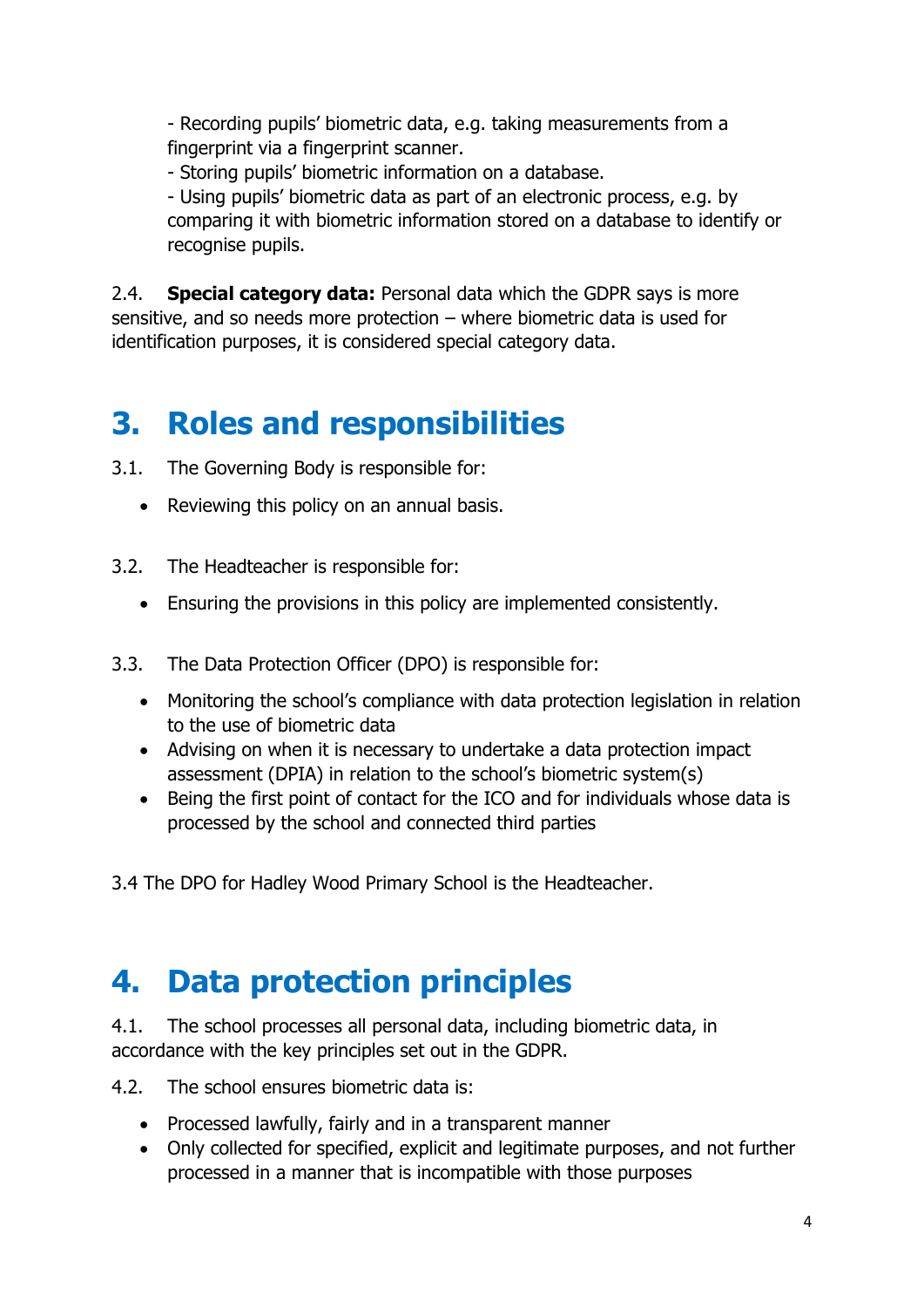- Recording pupils' biometric data, e.g. taking measurements from a fingerprint via a fingerprint scanner.
- Storing pupils' biometric information on a database.
- Using pupils' biometric data as part of an electronic process, e.g. by comparing it with biometric information stored on a database to identify or recognise pupils.

2.4. **Special category data:** Personal data which the GDPR says is more sensitive, and so needs more protection – where biometric data is used for identification purposes, it is considered special category data.

# 3. Roles and responsibilities

3.1. The Governing Body is responsible for:

- Reviewing this policy on an annual basis.

3.2. The Headteacher is responsible for:

- Ensuring the provisions in this policy are implemented consistently.

3.3. The Data Protection Officer (DPO) is responsible for:

- Monitoring the school's compliance with data protection legislation in relation to the use of biometric data
- Advising on when it is necessary to undertake a data protection impact assessment (DPIA) in relation to the school's biometric system(s)
- Being the first point of contact for the ICO and for individuals whose data is processed by the school and connected third parties

3.4 The DPO for Hadley Wood Primary School is the Headteacher.

# 4. Data protection principles

4.1. The school processes all personal data, including biometric data, in accordance with the key principles set out in the GDPR.

4.2. The school ensures biometric data is:

- Processed lawfully, fairly and in a transparent manner
- Only collected for specified, explicit and legitimate purposes, and not further processed in a manner that is incompatible with those purposes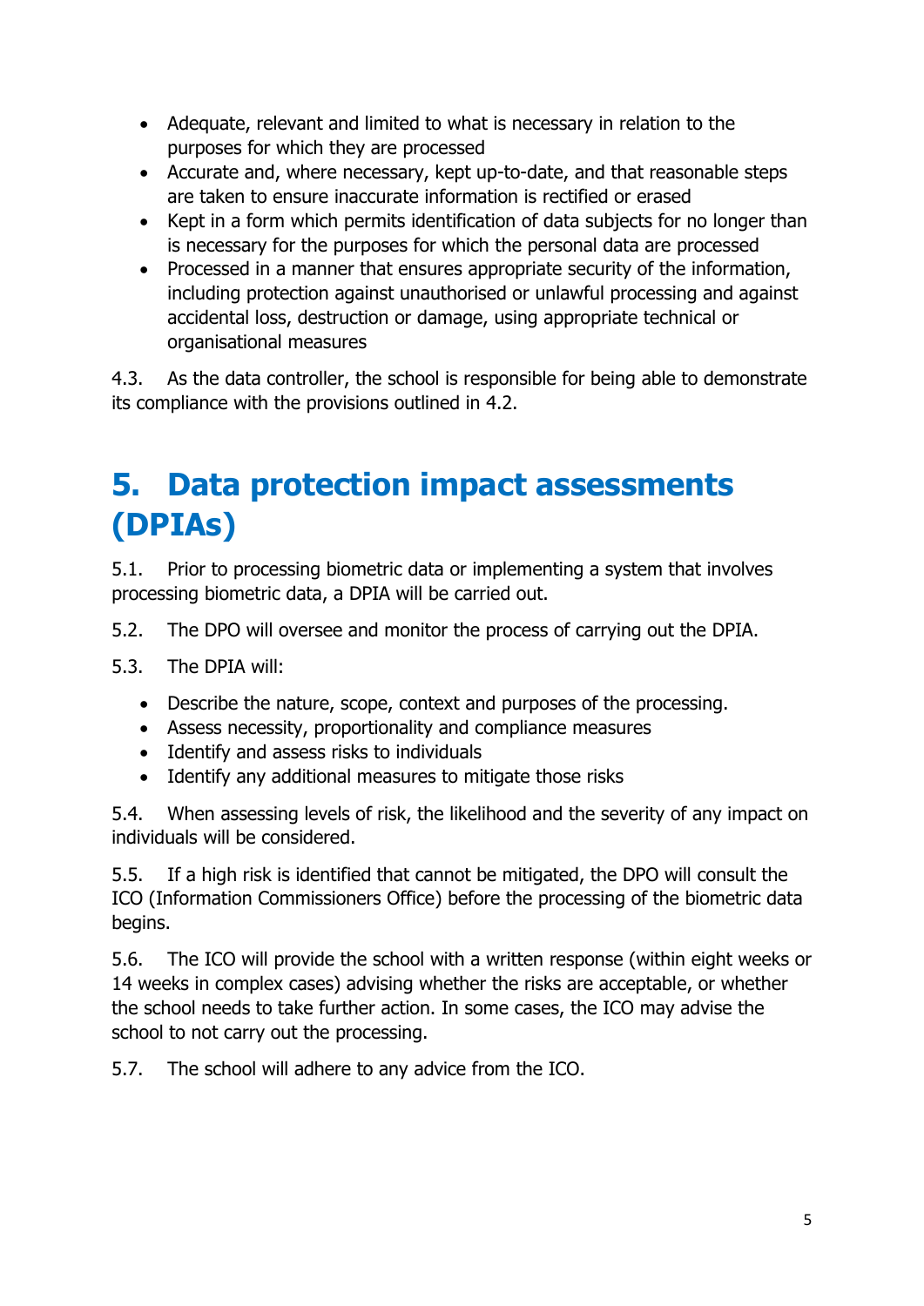- Adequate, relevant and limited to what is necessary in relation to the purposes for which they are processed
- Accurate and, where necessary, kept up-to-date, and that reasonable steps are taken to ensure inaccurate information is rectified or erased
- Kept in a form which permits identification of data subjects for no longer than is necessary for the purposes for which the personal data are processed
- Processed in a manner that ensures appropriate security of the information, including protection against unauthorised or unlawful processing and against accidental loss, destruction or damage, using appropriate technical or organisational measures

4.3. As the data controller, the school is responsible for being able to demonstrate its compliance with the provisions outlined in 4.2.

# 5. Data protection impact assessments (DPIAs)

5.1. Prior to processing biometric data or implementing a system that involves processing biometric data, a DPIA will be carried out.

5.2. The DPO will oversee and monitor the process of carrying out the DPIA.

5.3. The DPIA will:

- Describe the nature, scope, context and purposes of the processing.
- Assess necessity, proportionality and compliance measures
- Identify and assess risks to individuals
- Identify any additional measures to mitigate those risks

5.4. When assessing levels of risk, the likelihood and the severity of any impact on individuals will be considered.

5.5. If a high risk is identified that cannot be mitigated, the DPO will consult the ICO (Information Commissioners Office) before the processing of the biometric data begins.

5.6. The ICO will provide the school with a written response (within eight weeks or 14 weeks in complex cases) advising whether the risks are acceptable, or whether the school needs to take further action. In some cases, the ICO may advise the school to not carry out the processing.

5.7. The school will adhere to any advice from the ICO.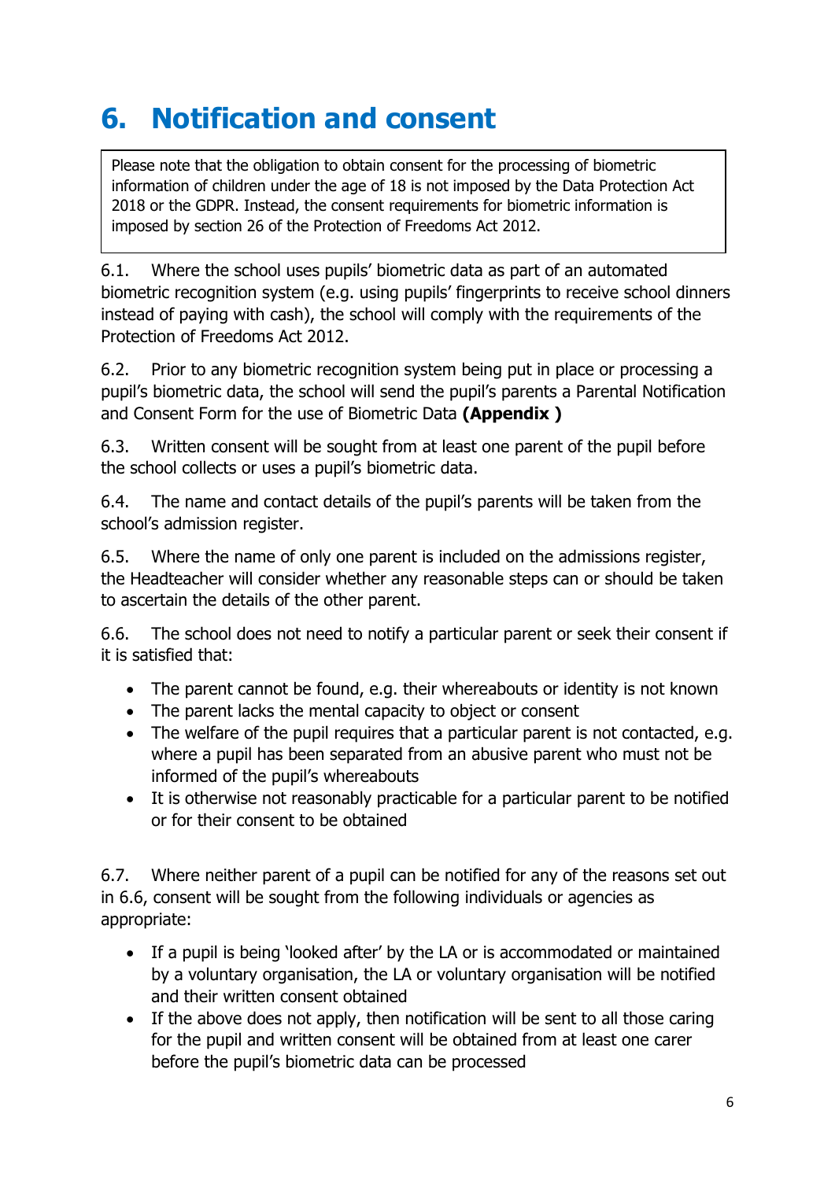# 6. Notification and consent

> Please note that the obligation to obtain consent for the processing of biometric information of children under the age of 18 is not imposed by the Data Protection Act 2018 or the GDPR. Instead, the consent requirements for biometric information is imposed by section 26 of the Protection of Freedoms Act 2012.

6.1. Where the school uses pupils' biometric data as part of an automated biometric recognition system (e.g. using pupils' fingerprints to receive school dinners instead of paying with cash), the school will comply with the requirements of the Protection of Freedoms Act 2012.

6.2. Prior to any biometric recognition system being put in place or processing a pupil's biometric data, the school will send the pupil's parents a Parental Notification and Consent Form for the use of Biometric Data **(Appendix )**

6.3. Written consent will be sought from at least one parent of the pupil before the school collects or uses a pupil's biometric data.

6.4. The name and contact details of the pupil's parents will be taken from the school's admission register.

6.5. Where the name of only one parent is included on the admissions register, the Headteacher will consider whether any reasonable steps can or should be taken to ascertain the details of the other parent.

6.6. The school does not need to notify a particular parent or seek their consent if it is satisfied that:

- The parent cannot be found, e.g. their whereabouts or identity is not known
- The parent lacks the mental capacity to object or consent
- The welfare of the pupil requires that a particular parent is not contacted, e.g. where a pupil has been separated from an abusive parent who must not be informed of the pupil's whereabouts
- It is otherwise not reasonably practicable for a particular parent to be notified or for their consent to be obtained

6.7. Where neither parent of a pupil can be notified for any of the reasons set out in 6.6, consent will be sought from the following individuals or agencies as appropriate:

- If a pupil is being 'looked after' by the LA or is accommodated or maintained by a voluntary organisation, the LA or voluntary organisation will be notified and their written consent obtained
- If the above does not apply, then notification will be sent to all those caring for the pupil and written consent will be obtained from at least one carer before the pupil's biometric data can be processed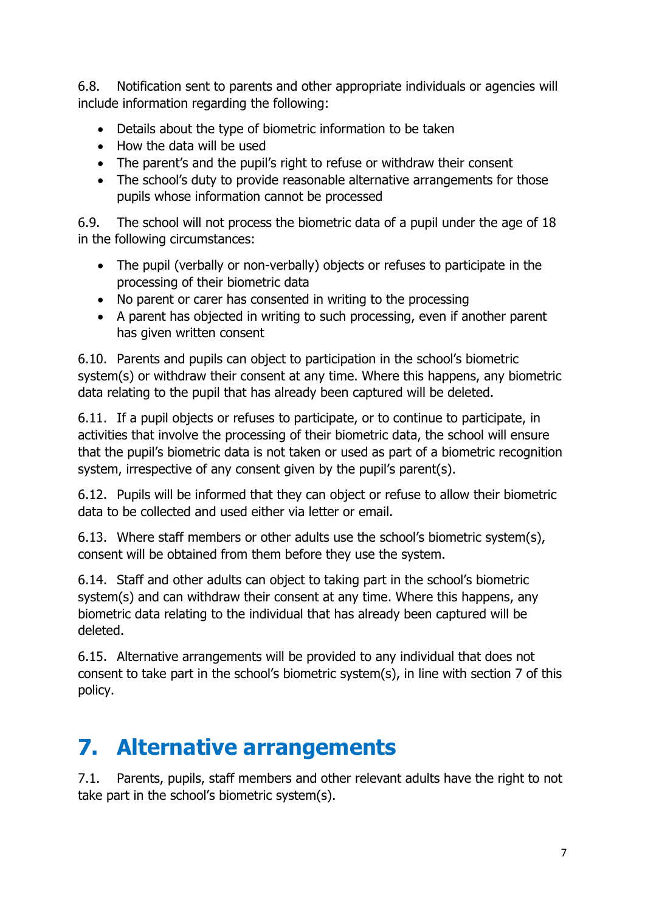6.8. Notification sent to parents and other appropriate individuals or agencies will include information regarding the following:

- Details about the type of biometric information to be taken
- How the data will be used
- The parent's and the pupil's right to refuse or withdraw their consent
- The school's duty to provide reasonable alternative arrangements for those pupils whose information cannot be processed

6.9. The school will not process the biometric data of a pupil under the age of 18 in the following circumstances:

- The pupil (verbally or non-verbally) objects or refuses to participate in the processing of their biometric data
- No parent or carer has consented in writing to the processing
- A parent has objected in writing to such processing, even if another parent has given written consent

6.10. Parents and pupils can object to participation in the school's biometric system(s) or withdraw their consent at any time. Where this happens, any biometric data relating to the pupil that has already been captured will be deleted.

6.11. If a pupil objects or refuses to participate, or to continue to participate, in activities that involve the processing of their biometric data, the school will ensure that the pupil's biometric data is not taken or used as part of a biometric recognition system, irrespective of any consent given by the pupil's parent(s).

6.12. Pupils will be informed that they can object or refuse to allow their biometric data to be collected and used either via letter or email.

6.13. Where staff members or other adults use the school's biometric system(s), consent will be obtained from them before they use the system.

6.14. Staff and other adults can object to taking part in the school's biometric system(s) and can withdraw their consent at any time. Where this happens, any biometric data relating to the individual that has already been captured will be deleted.

6.15. Alternative arrangements will be provided to any individual that does not consent to take part in the school's biometric system(s), in line with section 7 of this policy.

# 7. Alternative arrangements

7.1. Parents, pupils, staff members and other relevant adults have the right to not take part in the school's biometric system(s).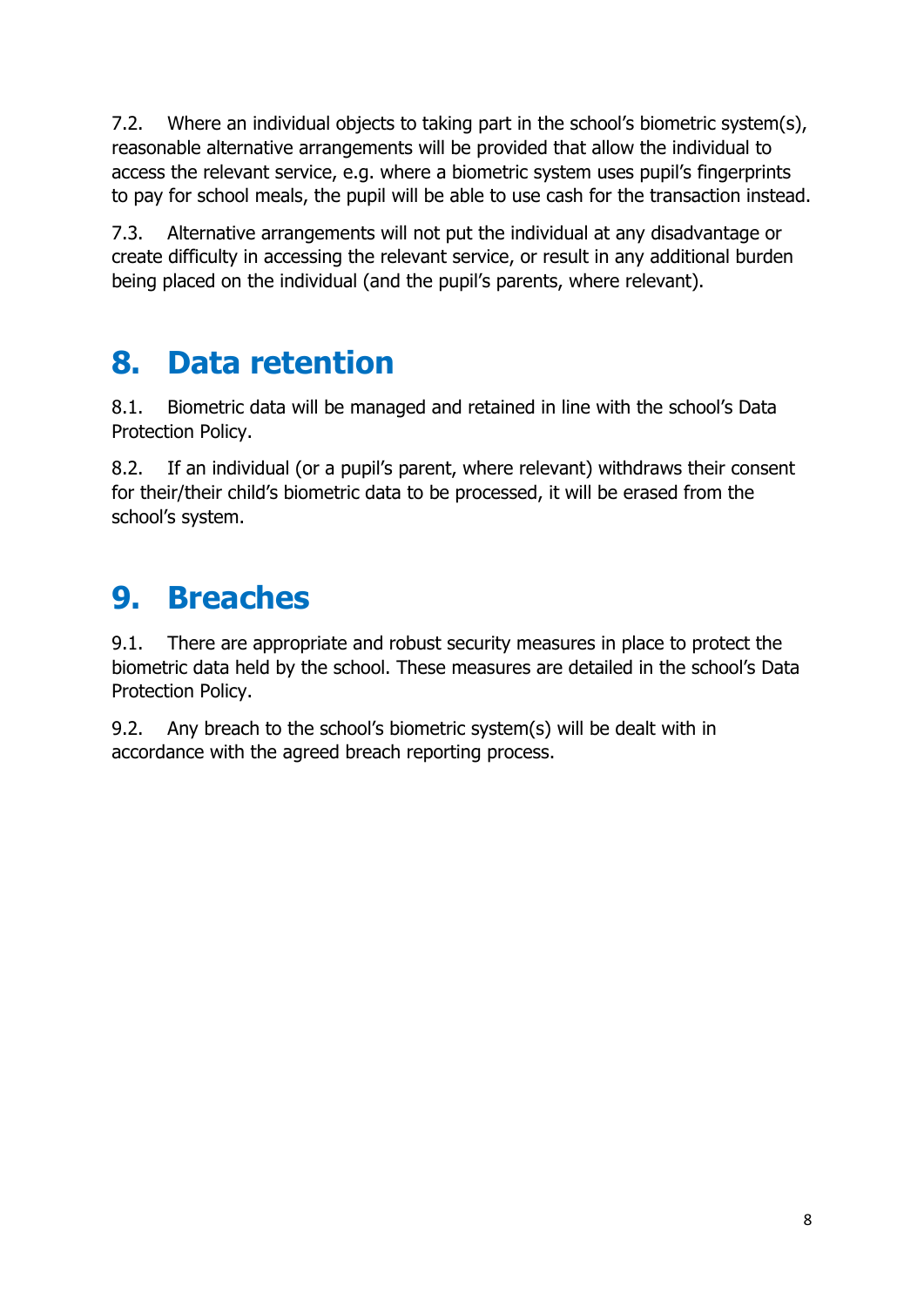7.2. Where an individual objects to taking part in the school's biometric system(s), reasonable alternative arrangements will be provided that allow the individual to access the relevant service, e.g. where a biometric system uses pupil's fingerprints to pay for school meals, the pupil will be able to use cash for the transaction instead.

7.3. Alternative arrangements will not put the individual at any disadvantage or create difficulty in accessing the relevant service, or result in any additional burden being placed on the individual (and the pupil's parents, where relevant).

## 8. Data retention

8.1. Biometric data will be managed and retained in line with the school's Data Protection Policy.

8.2. If an individual (or a pupil's parent, where relevant) withdraws their consent for their/their child's biometric data to be processed, it will be erased from the school's system.

## 9. Breaches

9.1. There are appropriate and robust security measures in place to protect the biometric data held by the school. These measures are detailed in the school's Data Protection Policy.

9.2. Any breach to the school's biometric system(s) will be dealt with in accordance with the agreed breach reporting process.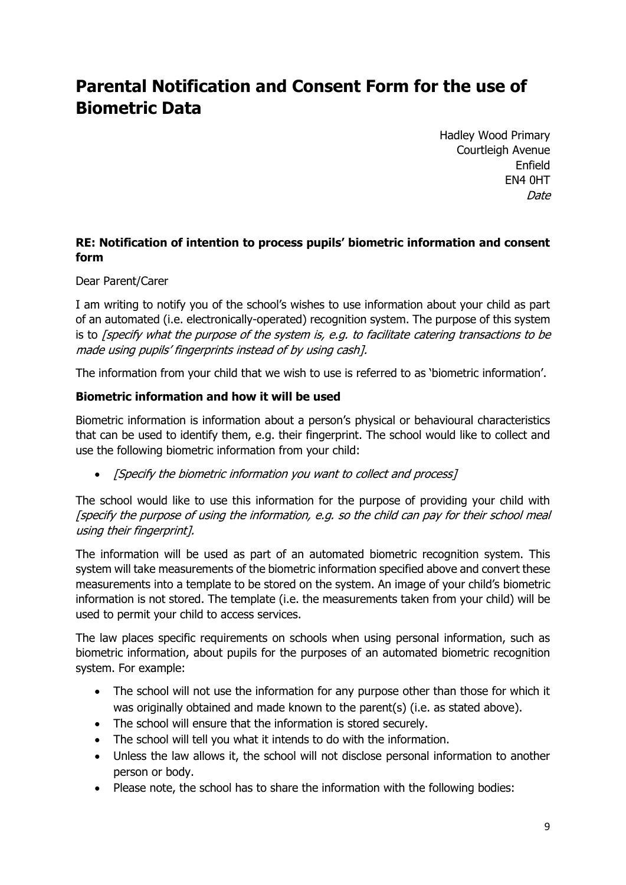# Parental Notification and Consent Form for the use of Biometric Data

Hadley Wood Primary
Courtleigh Avenue
Enfield
EN4 0HT
*Date*

**RE: Notification of intention to process pupils' biometric information and consent form**

Dear Parent/Carer

I am writing to notify you of the school's wishes to use information about your child as part of an automated (i.e. electronically-operated) recognition system. The purpose of this system is to *[specify what the purpose of the system is, e.g. to facilitate catering transactions to be made using pupils' fingerprints instead of by using cash].*

The information from your child that we wish to use is referred to as 'biometric information'.

**Biometric information and how it will be used**

Biometric information is information about a person's physical or behavioural characteristics that can be used to identify them, e.g. their fingerprint. The school would like to collect and use the following biometric information from your child:

- *[Specify the biometric information you want to collect and process]*

The school would like to use this information for the purpose of providing your child with *[specify the purpose of using the information, e.g. so the child can pay for their school meal using their fingerprint].*

The information will be used as part of an automated biometric recognition system. This system will take measurements of the biometric information specified above and convert these measurements into a template to be stored on the system. An image of your child's biometric information is not stored. The template (i.e. the measurements taken from your child) will be used to permit your child to access services.

The law places specific requirements on schools when using personal information, such as biometric information, about pupils for the purposes of an automated biometric recognition system. For example:

- The school will not use the information for any purpose other than those for which it was originally obtained and made known to the parent(s) (i.e. as stated above).
- The school will ensure that the information is stored securely.
- The school will tell you what it intends to do with the information.
- Unless the law allows it, the school will not disclose personal information to another person or body.
- Please note, the school has to share the information with the following bodies: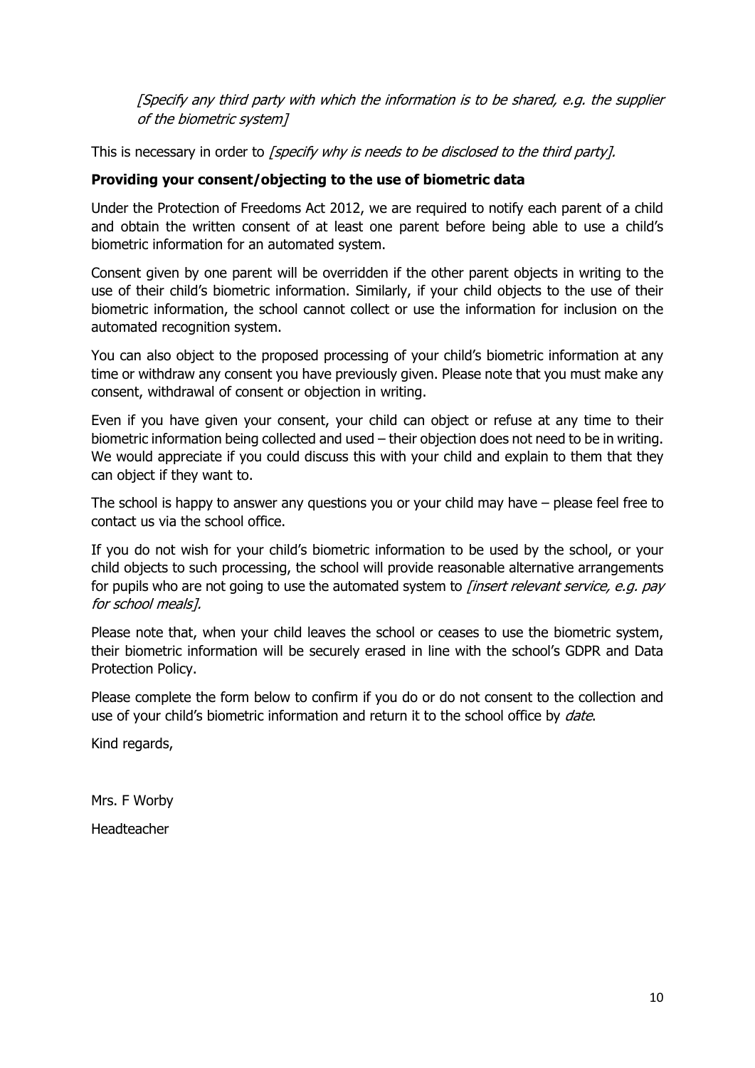*[Specify any third party with which the information is to be shared, e.g. the supplier of the biometric system]*

This is necessary in order to *[specify why is needs to be disclosed to the third party].*

**Providing your consent/objecting to the use of biometric data**

Under the Protection of Freedoms Act 2012, we are required to notify each parent of a child and obtain the written consent of at least one parent before being able to use a child's biometric information for an automated system.

Consent given by one parent will be overridden if the other parent objects in writing to the use of their child's biometric information. Similarly, if your child objects to the use of their biometric information, the school cannot collect or use the information for inclusion on the automated recognition system.

You can also object to the proposed processing of your child's biometric information at any time or withdraw any consent you have previously given. Please note that you must make any consent, withdrawal of consent or objection in writing.

Even if you have given your consent, your child can object or refuse at any time to their biometric information being collected and used – their objection does not need to be in writing. We would appreciate if you could discuss this with your child and explain to them that they can object if they want to.

The school is happy to answer any questions you or your child may have – please feel free to contact us via the school office.

If you do not wish for your child's biometric information to be used by the school, or your child objects to such processing, the school will provide reasonable alternative arrangements for pupils who are not going to use the automated system to *[insert relevant service, e.g. pay for school meals].*

Please note that, when your child leaves the school or ceases to use the biometric system, their biometric information will be securely erased in line with the school's GDPR and Data Protection Policy.

Please complete the form below to confirm if you do or do not consent to the collection and use of your child's biometric information and return it to the school office by *date*.

Kind regards,

Mrs. F Worby

Headteacher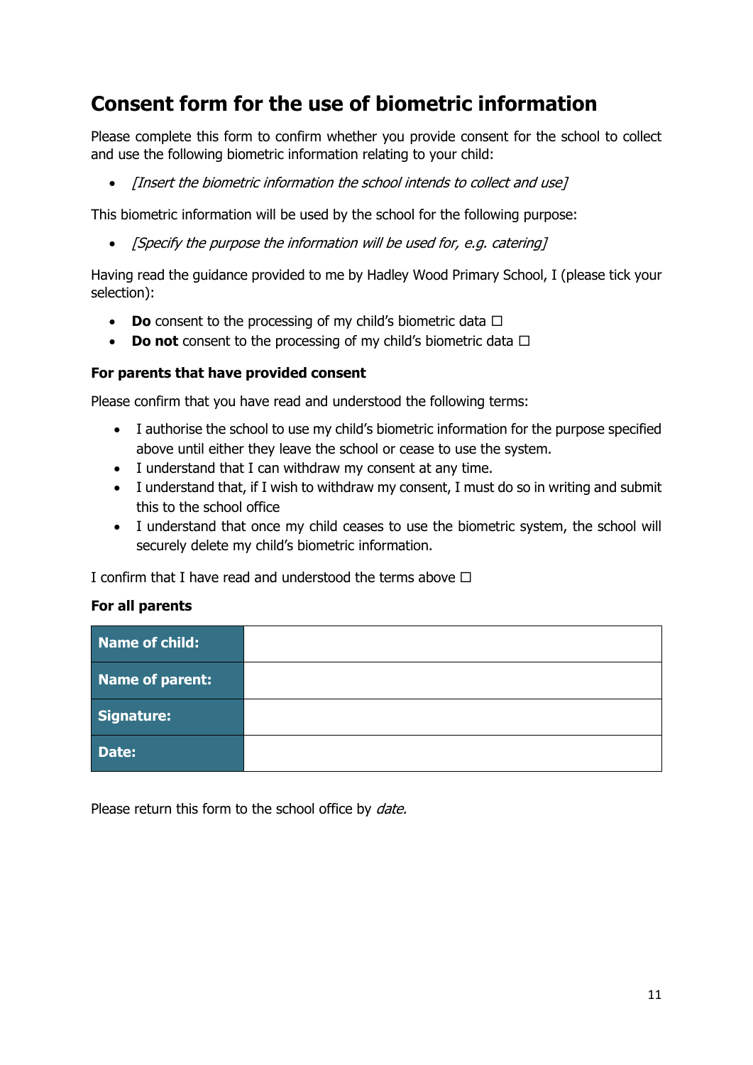# Consent form for the use of biometric information

Please complete this form to confirm whether you provide consent for the school to collect and use the following biometric information relating to your child:

- *[Insert the biometric information the school intends to collect and use]*

This biometric information will be used by the school for the following purpose:

- *[Specify the purpose the information will be used for, e.g. catering]*

Having read the guidance provided to me by Hadley Wood Primary School, I (please tick your selection):

- **Do** consent to the processing of my child's biometric data ☐
- **Do not** consent to the processing of my child's biometric data ☐

### For parents that have provided consent

Please confirm that you have read and understood the following terms:

- I authorise the school to use my child's biometric information for the purpose specified above until either they leave the school or cease to use the system.
- I understand that I can withdraw my consent at any time.
- I understand that, if I wish to withdraw my consent, I must do so in writing and submit this to the school office
- I understand that once my child ceases to use the biometric system, the school will securely delete my child's biometric information.

I confirm that I have read and understood the terms above ☐

### For all parents

| | |
|---|---|
| **Name of child:** | |
| **Name of parent:** | |
| **Signature:** | |
| **Date:** | |

Please return this form to the school office by *date.*